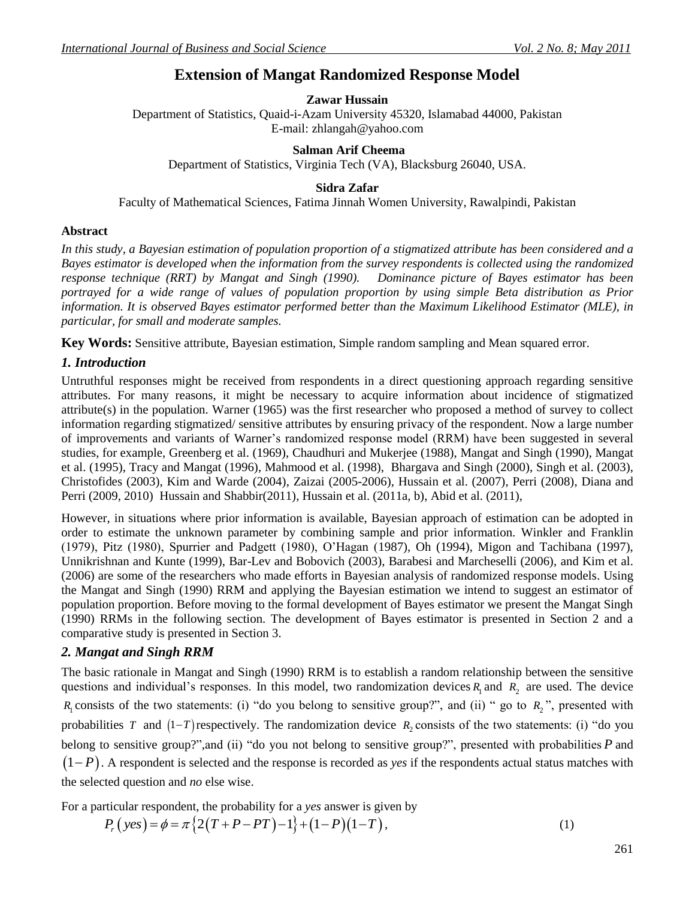# Extension of Mangat Randomized Response Model

**Zawar Hussain**

Department of Statistics, Quaid-i-Azam University 45320, Islamabad 44000, Pakistan
E-mail: zhlangah@yahoo.com

**Salman Arif Cheema**

Department of Statistics, Virginia Tech (VA), Blacksburg 26040, USA.

**Sidra Zafar**

Faculty of Mathematical Sciences, Fatima Jinnah Women University, Rawalpindi, Pakistan

### Abstract

*In this study, a Bayesian estimation of population proportion of a stigmatized attribute has been considered and a Bayes estimator is developed when the information from the survey respondents is collected using the randomized response technique (RRT) by Mangat and Singh (1990). Dominance picture of Bayes estimator has been portrayed for a wide range of values of population proportion by using simple Beta distribution as Prior information. It is observed Bayes estimator performed better than the Maximum Likelihood Estimator (MLE), in particular, for small and moderate samples.*

**Key Words:** Sensitive attribute, Bayesian estimation, Simple random sampling and Mean squared error.

## *1. Introduction*

Untruthful responses might be received from respondents in a direct questioning approach regarding sensitive attributes. For many reasons, it might be necessary to acquire information about incidence of stigmatized attribute(s) in the population. Warner (1965) was the first researcher who proposed a method of survey to collect information regarding stigmatized/ sensitive attributes by ensuring privacy of the respondent. Now a large number of improvements and variants of Warner's randomized response model (RRM) have been suggested in several studies, for example, Greenberg et al. (1969), Chaudhuri and Mukerjee (1988), Mangat and Singh (1990), Mangat et al. (1995), Tracy and Mangat (1996), Mahmood et al. (1998), Bhargava and Singh (2000), Singh et al. (2003), Christofides (2003), Kim and Warde (2004), Zaizai (2005-2006), Hussain et al. (2007), Perri (2008), Diana and Perri (2009, 2010) Hussain and Shabbir(2011), Hussain et al. (2011a, b), Abid et al. (2011),

However, in situations where prior information is available, Bayesian approach of estimation can be adopted in order to estimate the unknown parameter by combining sample and prior information. Winkler and Franklin (1979), Pitz (1980), Spurrier and Padgett (1980), O'Hagan (1987), Oh (1994), Migon and Tachibana (1997), Unnikrishnan and Kunte (1999), Bar-Lev and Bobovich (2003), Barabesi and Marcheselli (2006), and Kim et al. (2006) are some of the researchers who made efforts in Bayesian analysis of randomized response models. Using the Mangat and Singh (1990) RRM and applying the Bayesian estimation we intend to suggest an estimator of population proportion. Before moving to the formal development of Bayes estimator we present the Mangat Singh (1990) RRMs in the following section. The development of Bayes estimator is presented in Section 2 and a comparative study is presented in Section 3.

## *2. Mangat and Singh RRM*

The basic rationale in Mangat and Singh (1990) RRM is to establish a random relationship between the sensitive questions and individual's responses. In this model, two randomization devices $R_1$ and $R_2$ are used. The device $R_1$ consists of the two statements: (i) "do you belong to sensitive group?", and (ii) " go to $R_2$", presented with probabilities $T$ and $(1-T)$ respectively. The randomization device $R_2$ consists of the two statements: (i) "do you belong to sensitive group?",and (ii) "do you not belong to sensitive group?", presented with probabilities $P$ and $(1-P)$. A respondent is selected and the response is recorded as *yes* if the respondents actual status matches with the selected question and *no* else wise.

For a particular respondent, the probability for a *yes* answer is given by

$$P_r(yes) = \phi = \pi\{2(T+P-PT)-1\} + (1-P)(1-T), \tag{1}$$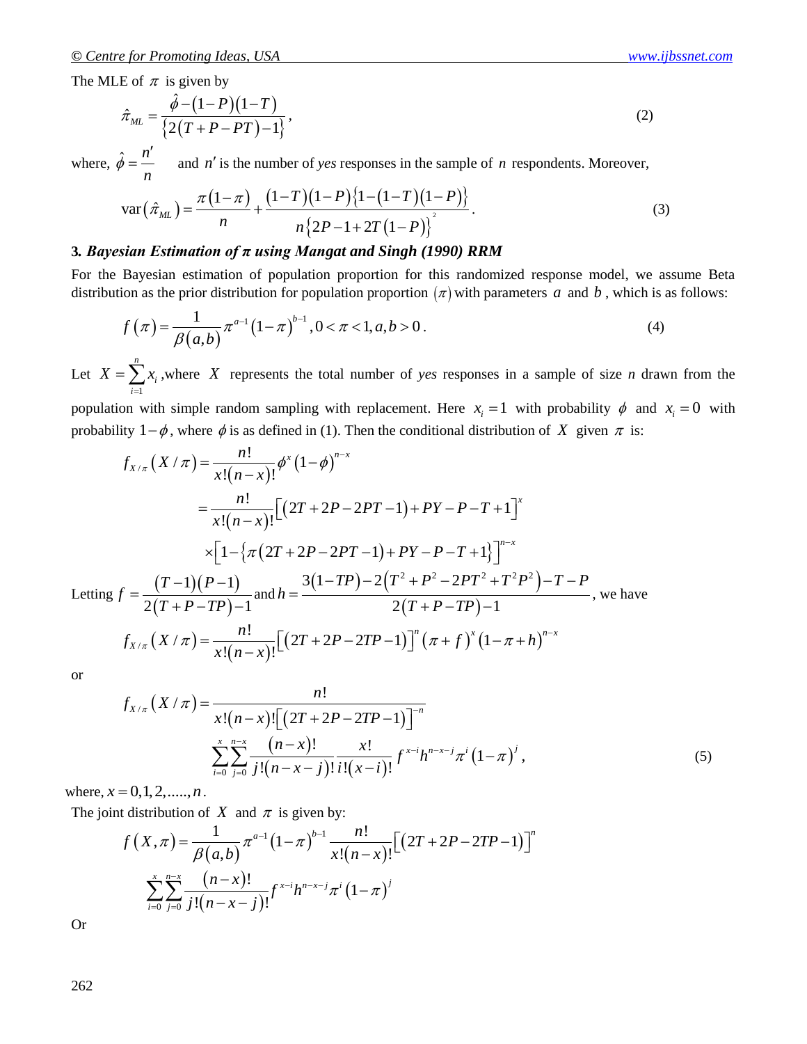The MLE of $\pi$ is given by

$$\hat{\pi}_{ML} = \frac{\hat{\phi} - (1-P)(1-T)}{\left\{2(T+P-PT)-1\right\}}, \tag{2}$$

where, $\hat{\phi} = \frac{n'}{n}$ and $n'$ is the number of *yes* responses in the sample of $n$ respondents. Moreover,

$$\text{var}\left(\hat{\pi}_{ML}\right) = \frac{\pi(1-\pi)}{n} + \frac{(1-T)(1-P)\left\{1-(1-T)(1-P)\right\}}{n\left\{2P-1+2T(1-P)\right\}^2}. \tag{3}$$

### 3. *Bayesian Estimation of π using Mangat and Singh (1990) RRM*

For the Bayesian estimation of population proportion for this randomized response model, we assume Beta distribution as the prior distribution for population proportion $(\pi)$ with parameters $a$ and $b$, which is as follows:

$$f(\pi) = \frac{1}{\beta(a,b)}\pi^{a-1}(1-\pi)^{b-1}, 0<\pi<1, a,b>0. \tag{4}$$

Let $X = \sum_{i=1}^{n} x_i$, where $X$ represents the total number of *yes* responses in a sample of size *n* drawn from the population with simple random sampling with replacement. Here $x_i = 1$ with probability $\phi$ and $x_i = 0$ with probability $1-\phi$, where $\phi$ is as defined in (1). Then the conditional distribution of $X$ given $\pi$ is:

$$f_{X/\pi}(X/\pi) = \frac{n!}{x!(n-x)!}\phi^x(1-\phi)^{n-x}$$

$$= \frac{n!}{x!(n-x)!}\left[(2T+2P-2PT-1)+PY-P-T+1\right]^x$$

$$\times\left[1-\left\{\pi(2T+2P-2PT-1)+PY-P-T+1\right\}\right]^{n-x}$$

Letting $f = \frac{(T-1)(P-1)}{2(T+P-TP)-1}$ and $h = \frac{3(1-TP)-2(T^2+P^2-2PT^2+T^2P^2)-T-P}{2(T+P-TP)-1}$, we have

$$f_{X/\pi}(X/\pi) = \frac{n!}{x!(n-x)!}\left[(2T+2P-2TP-1)\right]^n(\pi+f)^x(1-\pi+h)^{n-x}$$

or

$$f_{X/\pi}(X/\pi) = \frac{n!}{x!(n-x)!\left[(2T+2P-2TP-1)\right]^{-n}} \sum_{i=0}^{x}\sum_{j=0}^{n-x}\frac{(n-x)!}{j!(n-x-j)!}\frac{x!}{i!(x-i)!}f^{x-i}h^{n-x-j}\pi^i(1-\pi)^j, \tag{5}$$

where, $x = 0,1,2,.....,n$.

The joint distribution of $X$ and $\pi$ is given by:

$$f(X,\pi) = \frac{1}{\beta(a,b)}\pi^{a-1}(1-\pi)^{b-1}\frac{n!}{x!(n-x)!}\left[(2T+2P-2TP-1)\right]^n$$

$$\sum_{i=0}^{x}\sum_{j=0}^{n-x}\frac{(n-x)!}{j!(n-x-j)!}f^{x-i}h^{n-x-j}\pi^i(1-\pi)^j$$

Or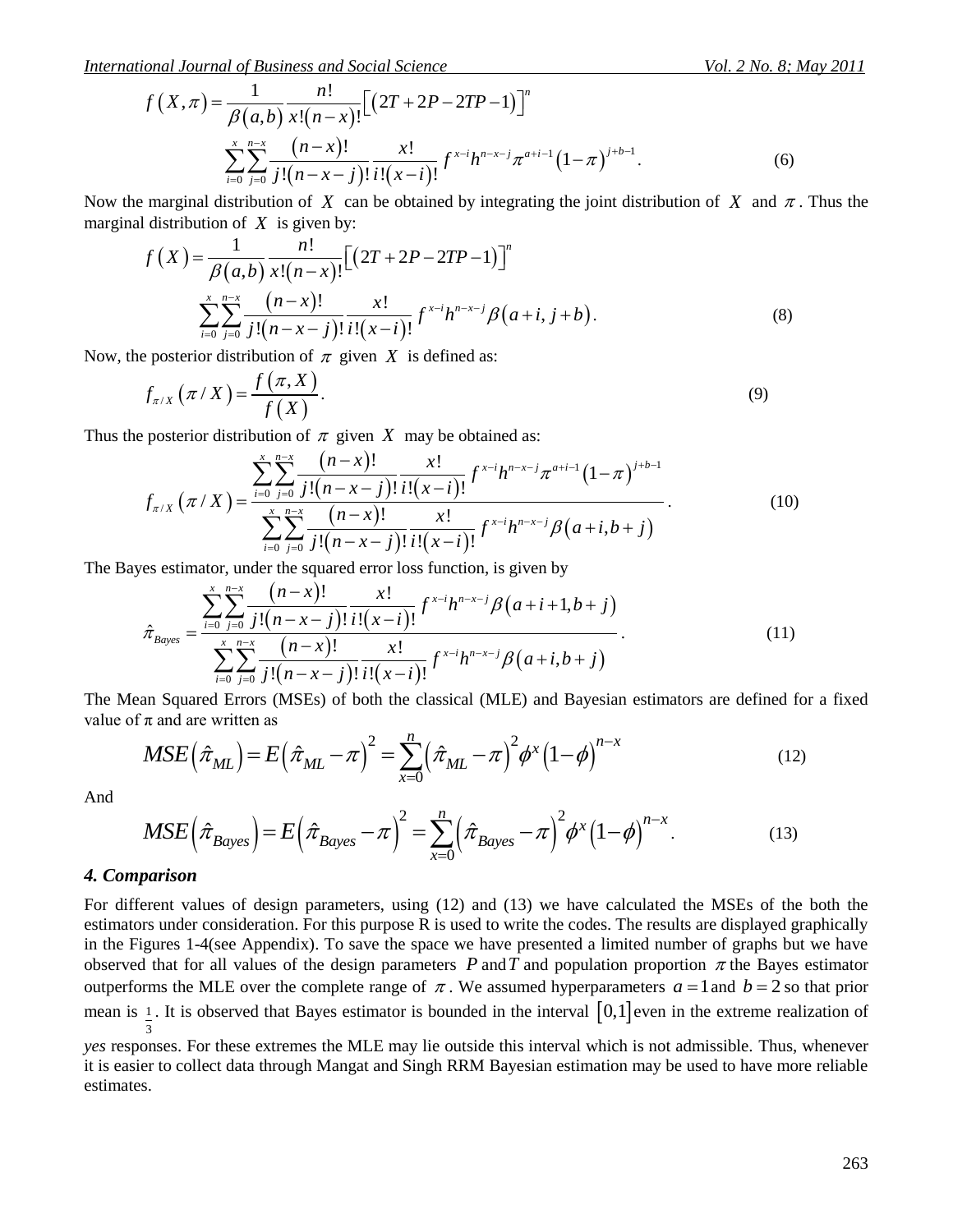$$f\left(X,\pi\right)=\frac{1}{\beta\left(a,b\right)}\frac{n!}{x!\left(n-x\right)!}\left[\left(2T+2P-2TP-1\right)\right]^{n}$$
$$\sum_{i=0}^{x}\sum_{j=0}^{n-x}\frac{\left(n-x\right)!}{j!\left(n-x-j\right)!}\frac{x!}{i!\left(x-i\right)!}f^{x-i}h^{n-x-j}\pi^{a+i-1}\left(1-\pi\right)^{j+b-1}. \tag{6}$$

Now the marginal distribution of $X$ can be obtained by integrating the joint distribution of $X$ and $\pi$. Thus the marginal distribution of $X$ is given by:

$$f\left(X\right)=\frac{1}{\beta\left(a,b\right)}\frac{n!}{x!\left(n-x\right)!}\left[\left(2T+2P-2TP-1\right)\right]^{n}$$
$$\sum_{i=0}^{x}\sum_{j=0}^{n-x}\frac{\left(n-x\right)!}{j!\left(n-x-j\right)!}\frac{x!}{i!\left(x-i\right)!}f^{x-i}h^{n-x-j}\beta\left(a+i,j+b\right). \tag{8}$$

Now, the posterior distribution of $\pi$ given $X$ is defined as:

$$f_{\pi/X}\left(\pi/X\right)=\frac{f\left(\pi,X\right)}{f\left(X\right)}. \tag{9}$$

Thus the posterior distribution of $\pi$ given $X$ may be obtained as:

$$f_{\pi/X}\left(\pi/X\right)=\frac{\sum_{i=0}^{x}\sum_{j=0}^{n-x}\frac{\left(n-x\right)!}{j!\left(n-x-j\right)!}\frac{x!}{i!\left(x-i\right)!}f^{x-i}h^{n-x-j}\pi^{a+i-1}\left(1-\pi\right)^{j+b-1}}{\sum_{i=0}^{x}\sum_{j=0}^{n-x}\frac{\left(n-x\right)!}{j!\left(n-x-j\right)!}\frac{x!}{i!\left(x-i\right)!}f^{x-i}h^{n-x-j}\beta\left(a+i,b+j\right)}. \tag{10}$$

The Bayes estimator, under the squared error loss function, is given by

$$\hat{\pi}_{Bayes}=\frac{\sum_{i=0}^{x}\sum_{j=0}^{n-x}\frac{\left(n-x\right)!}{j!\left(n-x-j\right)!}\frac{x!}{i!\left(x-i\right)!}f^{x-i}h^{n-x-j}\beta\left(a+i+1,b+j\right)}{\sum_{i=0}^{x}\sum_{j=0}^{n-x}\frac{\left(n-x\right)!}{j!\left(n-x-j\right)!}\frac{x!}{i!\left(x-i\right)!}f^{x-i}h^{n-x-j}\beta\left(a+i,b+j\right)}. \tag{11}$$

The Mean Squared Errors (MSEs) of both the classical (MLE) and Bayesian estimators are defined for a fixed value of π and are written as

$$MSE\left(\hat{\pi}_{ML}\right)=E\left(\hat{\pi}_{ML}-\pi\right)^{2}=\sum_{x=0}^{n}\left(\hat{\pi}_{ML}-\pi\right)^{2}\phi^{x}\left(1-\phi\right)^{n-x} \tag{12}$$

And

$$MSE\left(\hat{\pi}_{Bayes}\right)=E\left(\hat{\pi}_{Bayes}-\pi\right)^{2}=\sum_{x=0}^{n}\left(\hat{\pi}_{Bayes}-\pi\right)^{2}\phi^{x}\left(1-\phi\right)^{n-x}. \tag{13}$$

### *4. Comparison*

For different values of design parameters, using (12) and (13) we have calculated the MSEs of the both the estimators under consideration. For this purpose R is used to write the codes. The results are displayed graphically in the Figures 1-4(see Appendix). To save the space we have presented a limited number of graphs but we have observed that for all values of the design parameters $P$ and $T$ and population proportion $\pi$ the Bayes estimator outperforms the MLE over the complete range of $\pi$. We assumed hyperparameters $a=1$ and $b=2$ so that prior mean is $\frac{1}{3}$. It is observed that Bayes estimator is bounded in the interval $\left[0,1\right]$ even in the extreme realization of *yes* responses. For these extremes the MLE may lie outside this interval which is not admissible. Thus, whenever it is easier to collect data through Mangat and Singh RRM Bayesian estimation may be used to have more reliable estimates.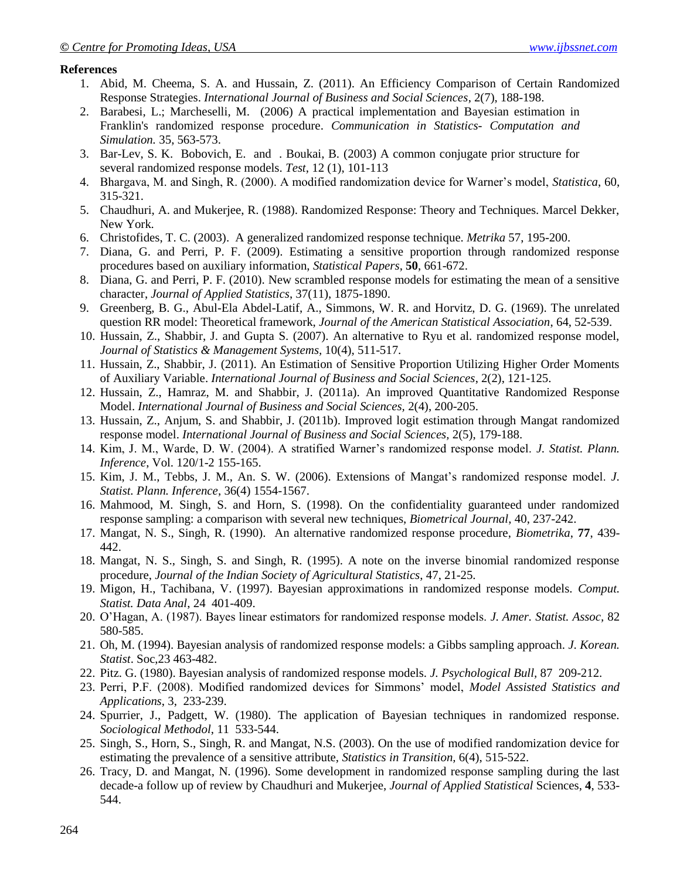**References**

1. Abid, M. Cheema, S. A. and Hussain, Z. (2011). An Efficiency Comparison of Certain Randomized Response Strategies. *International Journal of Business and Social Sciences*, 2(7), 188-198.
2. Barabesi, L.; Marcheselli, M. (2006) A practical implementation and Bayesian estimation in Franklin's randomized response procedure. *Communication in Statistics- Computation and Simulation.* 35, 563-573.
3. Bar-Lev, S. K. Bobovich, E. and . Boukai, B. (2003) A common conjugate prior structure for several randomized response models. *Test*, 12 (1), 101-113
4. Bhargava, M. and Singh, R. (2000). A modified randomization device for Warner's model, *Statistica*, 60, 315-321.
5. Chaudhuri, A. and Mukerjee, R. (1988). Randomized Response: Theory and Techniques. Marcel Dekker, New York.
6. Christofides, T. C. (2003). A generalized randomized response technique. *Metrika* 57, 195-200.
7. Diana, G. and Perri, P. F. (2009). Estimating a sensitive proportion through randomized response procedures based on auxiliary information, *Statistical Papers*, **50**, 661-672.
8. Diana, G. and Perri, P. F. (2010). New scrambled response models for estimating the mean of a sensitive character, *Journal of Applied Statistics*, 37(11), 1875-1890.
9. Greenberg, B. G., Abul-Ela Abdel-Latif, A., Simmons, W. R. and Horvitz, D. G. (1969). The unrelated question RR model: Theoretical framework, *Journal of the American Statistical Association*, 64, 52-539.
10. Hussain, Z., Shabbir, J. and Gupta S. (2007). An alternative to Ryu et al. randomized response model, *Journal of Statistics & Management Systems*, 10(4), 511-517.
11. Hussain, Z., Shabbir, J. (2011). An Estimation of Sensitive Proportion Utilizing Higher Order Moments of Auxiliary Variable. *International Journal of Business and Social Sciences*, 2(2), 121-125.
12. Hussain, Z., Hamraz, M. and Shabbir, J. (2011a). An improved Quantitative Randomized Response Model. *International Journal of Business and Social Sciences*, 2(4), 200-205.
13. Hussain, Z., Anjum, S. and Shabbir, J. (2011b). Improved logit estimation through Mangat randomized response model. *International Journal of Business and Social Sciences*, 2(5), 179-188.
14. Kim, J. M., Warde, D. W. (2004). A stratified Warner's randomized response model. *J. Statist. Plann. Inference*, Vol. 120/1-2 155-165.
15. Kim, J. M., Tebbs, J. M., An. S. W. (2006). Extensions of Mangat's randomized response model. *J. Statist. Plann. Inference*, 36(4) 1554-1567.
16. Mahmood, M. Singh, S. and Horn, S. (1998). On the confidentiality guaranteed under randomized response sampling: a comparison with several new techniques, *Biometrical Journal*, 40, 237-242.
17. Mangat, N. S., Singh, R. (1990). An alternative randomized response procedure, *Biometrika*, **77**, 439-442.
18. Mangat, N. S., Singh, S. and Singh, R. (1995). A note on the inverse binomial randomized response procedure, *Journal of the Indian Society of Agricultural Statistics*, 47, 21-25.
19. Migon, H., Tachibana, V. (1997). Bayesian approximations in randomized response models. *Comput. Statist. Data Anal*, 24 401-409.
20. O'Hagan, A. (1987). Bayes linear estimators for randomized response models. *J. Amer. Statist. Assoc*, 82 580-585.
21. Oh, M. (1994). Bayesian analysis of randomized response models: a Gibbs sampling approach. *J. Korean. Statist*. Soc,23 463-482.
22. Pitz. G. (1980). Bayesian analysis of randomized response models. *J. Psychological Bull*, 87 209-212.
23. Perri, P.F. (2008). Modified randomized devices for Simmons' model, *Model Assisted Statistics and Applications*, 3, 233-239.
24. Spurrier, J., Padgett, W. (1980). The application of Bayesian techniques in randomized response. *Sociological Methodol*, 11 533-544.
25. Singh, S., Horn, S., Singh, R. and Mangat, N.S. (2003). On the use of modified randomization device for estimating the prevalence of a sensitive attribute, *Statistics in Transition*, 6(4), 515-522.
26. Tracy, D. and Mangat, N. (1996). Some development in randomized response sampling during the last decade-a follow up of review by Chaudhuri and Mukerjee, *Journal of Applied Statistical* Sciences, **4**, 533-544.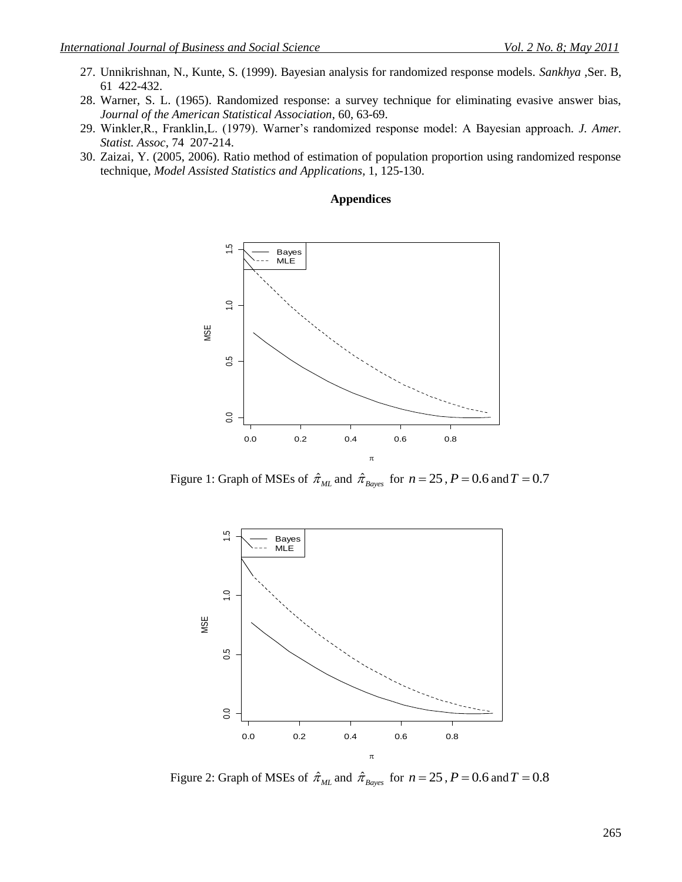27. Unnikrishnan, N., Kunte, S. (1999). Bayesian analysis for randomized response models. *Sankhya* ,Ser. B, 61 422-432.
28. Warner, S. L. (1965). Randomized response: a survey technique for eliminating evasive answer bias, *Journal of the American Statistical Association*, 60, 63-69.
29. Winkler,R., Franklin,L. (1979). Warner's randomized response model: A Bayesian approach. *J. Amer. Statist. Assoc*, 74 207-214.
30. Zaizai, Y. (2005, 2006). Ratio method of estimation of population proportion using randomized response technique, *Model Assisted Statistics and Applications*, 1, 125-130.

**Appendices**

Figure 1: Graph of MSEs of $\hat{\pi}_{ML}$ and $\hat{\pi}_{Bayes}$ for $n = 25$, $P = 0.6$ and $T = 0.7$

Figure 2: Graph of MSEs of $\hat{\pi}_{ML}$ and $\hat{\pi}_{Bayes}$ for $n = 25$, $P = 0.6$ and $T = 0.8$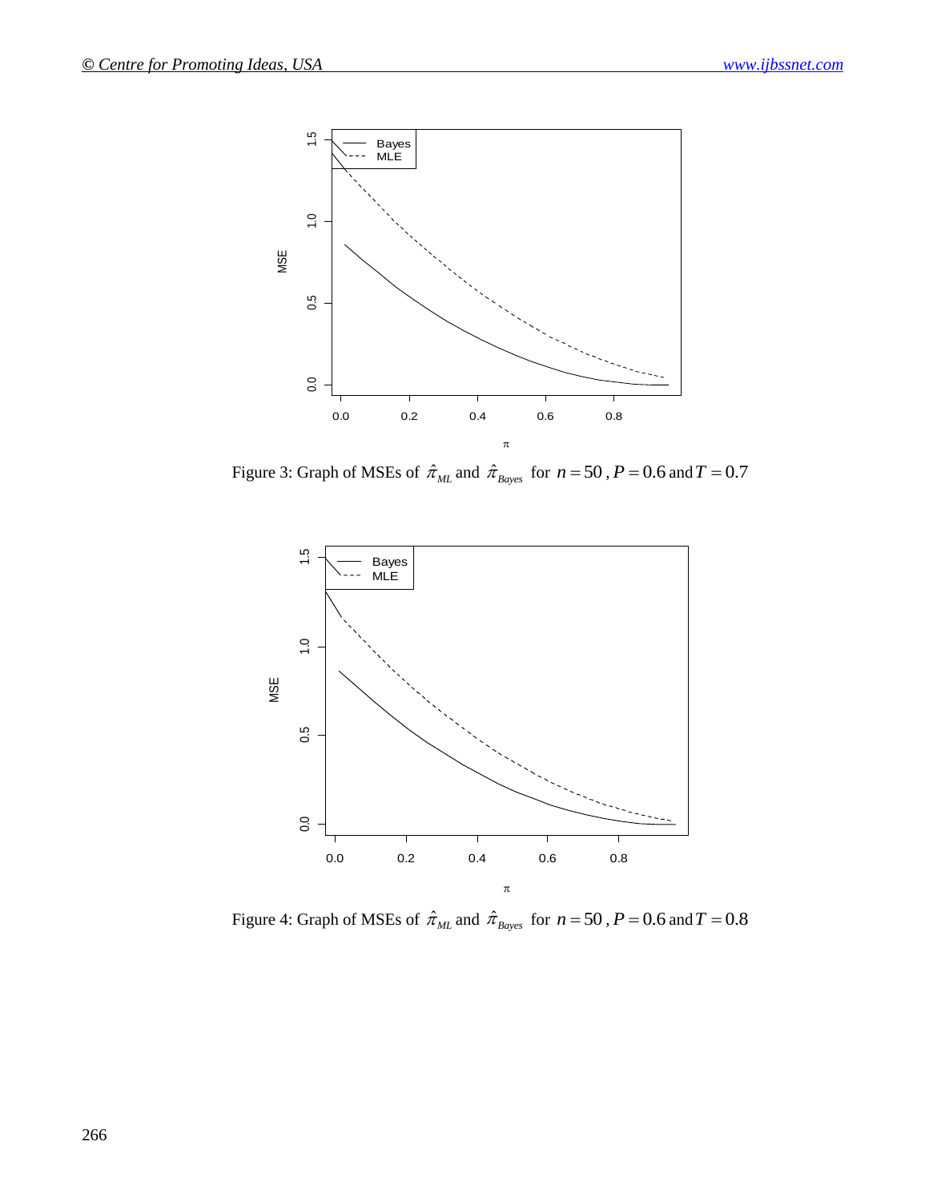Bayes
MLE

MSE

1.5
1.0
0.5
0.0

0.0 0.2 0.4 0.6 0.8

π

Figure 3: Graph of MSEs of $\hat{\pi}_{ML}$ and $\hat{\pi}_{Bayes}$ for $n = 50$ , $P = 0.6$ and $T = 0.7$

Bayes
MLE

MSE

1.5
1.0
0.5
0.0

0.0 0.2 0.4 0.6 0.8

π

Figure 4: Graph of MSEs of $\hat{\pi}_{ML}$ and $\hat{\pi}_{Bayes}$ for $n = 50$ , $P = 0.6$ and $T = 0.8$